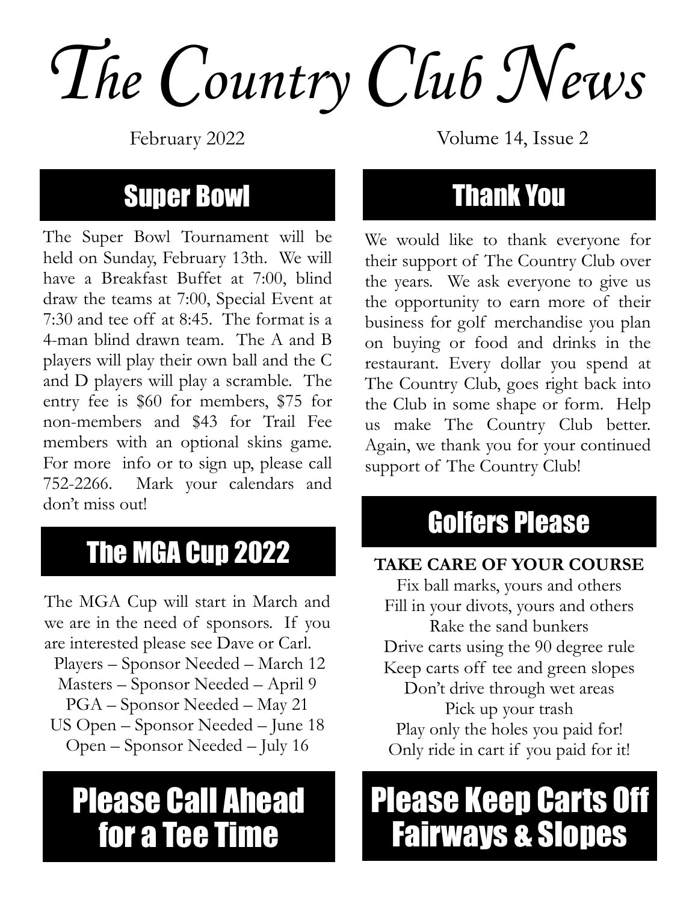# The Country Club News

February 2022

Volume 14, Issue 2

## Super Bowl

The Super Bowl Tournament will be held on Sunday, February 13th. We will have a Breakfast Buffet at 7:00, blind draw the teams at 7:00, Special Event at 7:30 and tee off at 8:45. The format is a 4-man blind drawn team. The A and B players will play their own ball and the C and D players will play a scramble. The entry fee is $60 for members, $75 for non-members and $43 for Trail Fee members with an optional skins game. For more info or to sign up, please call 752-2266. Mark your calendars and don't miss out!

## The MGA Cup 2022

The MGA Cup will start in March and we are in the need of sponsors. If you are interested please see Dave or Carl.

Players – Sponsor Needed – March 12
Masters – Sponsor Needed – April 9
PGA – Sponsor Needed – May 21
US Open – Sponsor Needed – June 18
Open – Sponsor Needed – July 16

## Please Call Ahead for a Tee Time

## Thank You

We would like to thank everyone for their support of The Country Club over the years. We ask everyone to give us the opportunity to earn more of their business for golf merchandise you plan on buying or food and drinks in the restaurant. Every dollar you spend at The Country Club, goes right back into the Club in some shape or form. Help us make The Country Club better. Again, we thank you for your continued support of The Country Club!

## Golfers Please

**TAKE CARE OF YOUR COURSE**

Fix ball marks, yours and others
Fill in your divots, yours and others
Rake the sand bunkers
Drive carts using the 90 degree rule
Keep carts off tee and green slopes
Don't drive through wet areas
Pick up your trash
Play only the holes you paid for!
Only ride in cart if you paid for it!

## Please Keep Carts Off Fairways & Slopes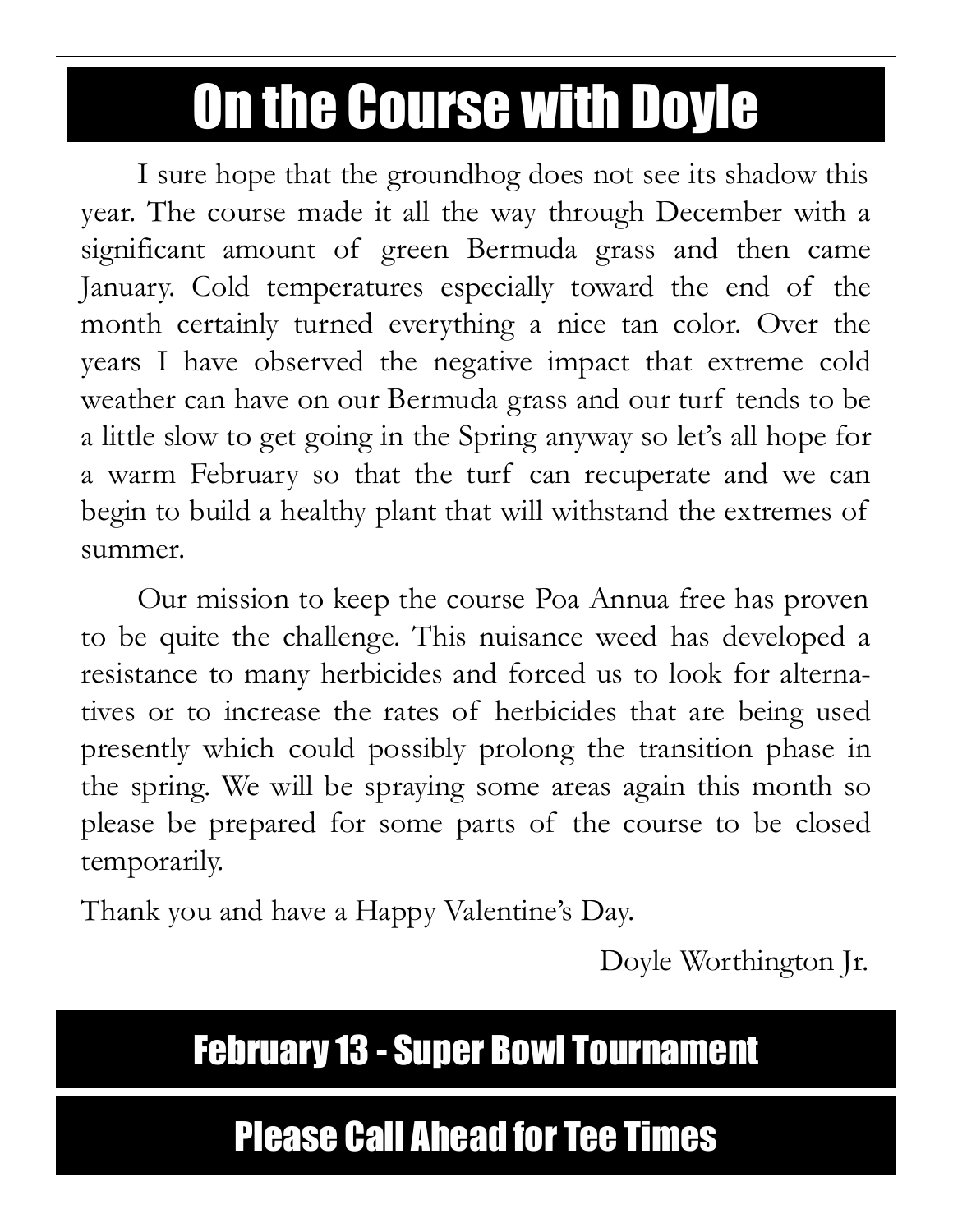# On the Course with Doyle

I sure hope that the groundhog does not see its shadow this year. The course made it all the way through December with a significant amount of green Bermuda grass and then came January. Cold temperatures especially toward the end of the month certainly turned everything a nice tan color. Over the years I have observed the negative impact that extreme cold weather can have on our Bermuda grass and our turf tends to be a little slow to get going in the Spring anyway so let's all hope for a warm February so that the turf can recuperate and we can begin to build a healthy plant that will withstand the extremes of summer.

Our mission to keep the course Poa Annua free has proven to be quite the challenge. This nuisance weed has developed a resistance to many herbicides and forced us to look for alternatives or to increase the rates of herbicides that are being used presently which could possibly prolong the transition phase in the spring. We will be spraying some areas again this month so please be prepared for some parts of the course to be closed temporarily.

Thank you and have a Happy Valentine's Day.

Doyle Worthington Jr.

## February 13 - Super Bowl Tournament

## Please Call Ahead for Tee Times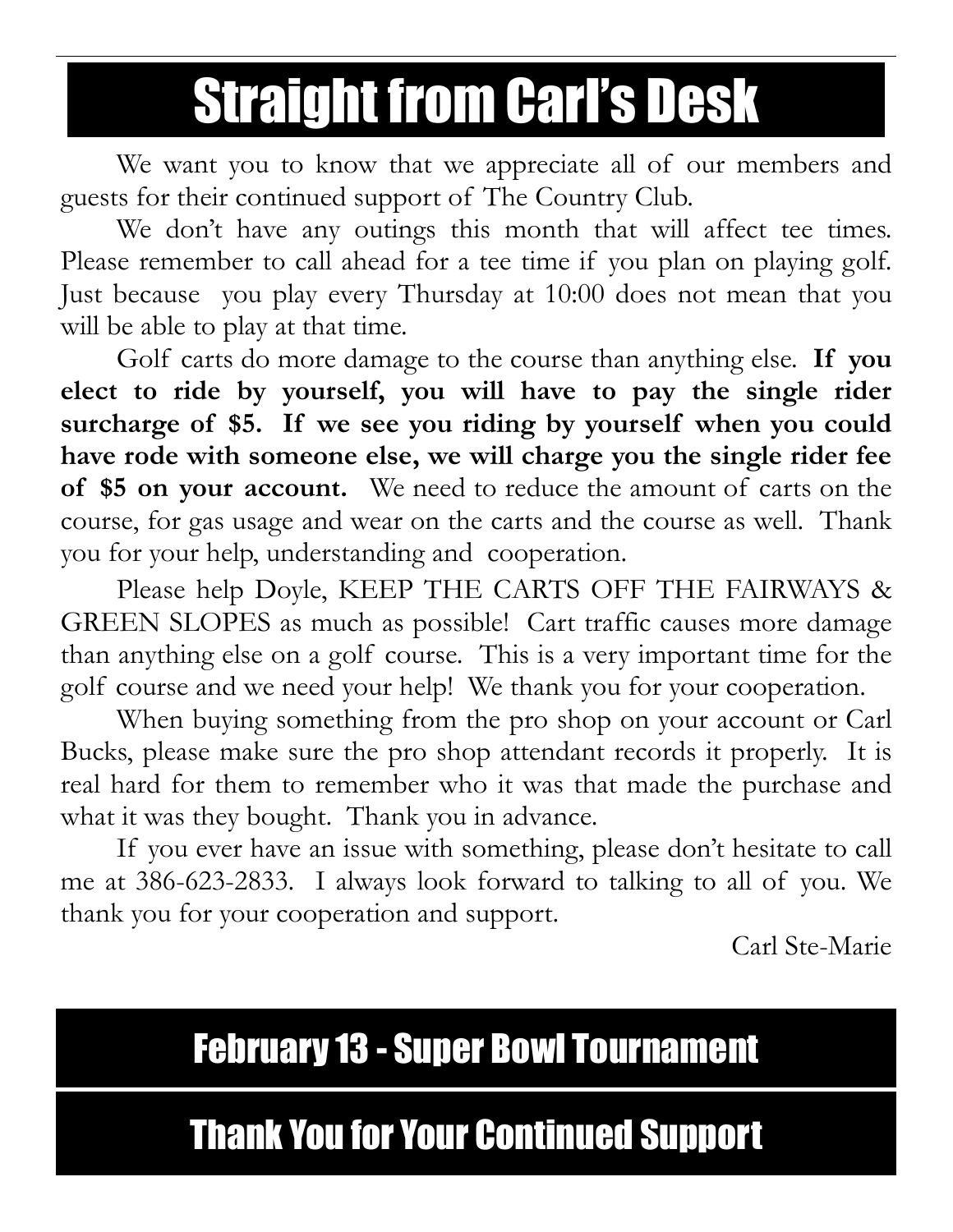# Straight from Carl's Desk

We want you to know that we appreciate all of our members and guests for their continued support of The Country Club.

We don't have any outings this month that will affect tee times. Please remember to call ahead for a tee time if you plan on playing golf. Just because you play every Thursday at 10:00 does not mean that you will be able to play at that time.

Golf carts do more damage to the course than anything else. **If you elect to ride by yourself, you will have to pay the single rider surcharge of $5. If we see you riding by yourself when you could have rode with someone else, we will charge you the single rider fee of $5 on your account.** We need to reduce the amount of carts on the course, for gas usage and wear on the carts and the course as well. Thank you for your help, understanding and cooperation.

Please help Doyle, KEEP THE CARTS OFF THE FAIRWAYS & GREEN SLOPES as much as possible! Cart traffic causes more damage than anything else on a golf course. This is a very important time for the golf course and we need your help! We thank you for your cooperation.

When buying something from the pro shop on your account or Carl Bucks, please make sure the pro shop attendant records it properly. It is real hard for them to remember who it was that made the purchase and what it was they bought. Thank you in advance.

If you ever have an issue with something, please don't hesitate to call me at 386-623-2833. I always look forward to talking to all of you. We thank you for your cooperation and support.

Carl Ste-Marie

## February 13 - Super Bowl Tournament

## Thank You for Your Continued Support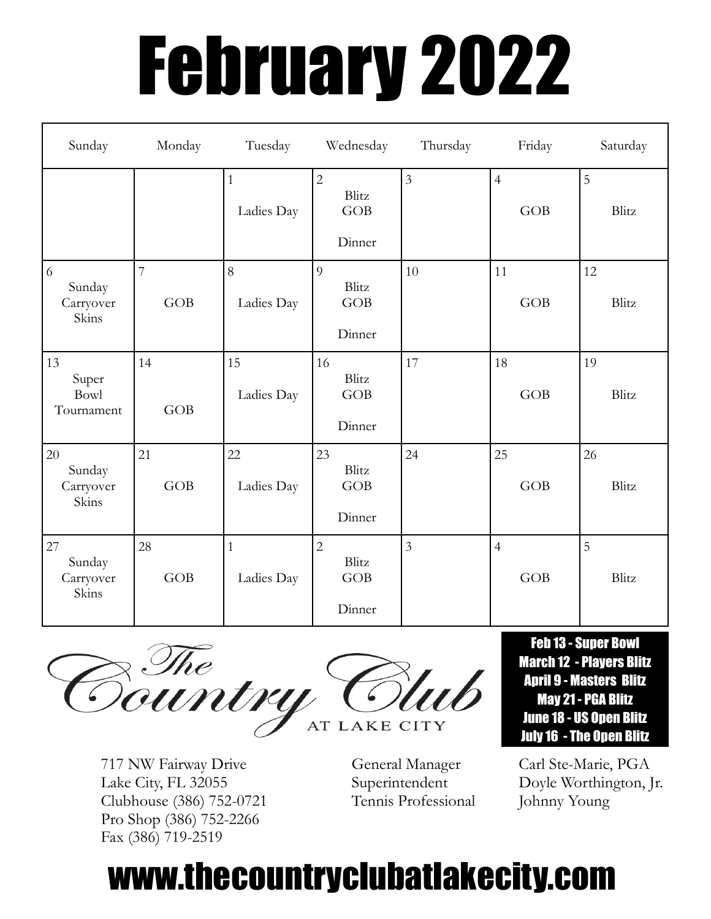# February 2022

| Sunday | Monday | Tuesday | Wednesday | Thursday | Friday | Saturday |
|---|---|---|---|---|---|---|
| | | 1 Ladies Day | 2 Blitz GOB Dinner | 3 | 4 GOB | 5 Blitz |
| 6 Sunday Carryover Skins | 7 GOB | 8 Ladies Day | 9 Blitz GOB Dinner | 10 | 11 GOB | 12 Blitz |
| 13 Super Bowl Tournament | 14 GOB | 15 Ladies Day | 16 Blitz GOB Dinner | 17 | 18 GOB | 19 Blitz |
| 20 Sunday Carryover Skins | 21 GOB | 22 Ladies Day | 23 Blitz GOB Dinner | 24 | 25 GOB | 26 Blitz |
| 27 Sunday Carryover Skins | 28 GOB | 1 Ladies Day | 2 Blitz GOB Dinner | 3 | 4 GOB | 5 Blitz |

The Country Club AT LAKE CITY

**Feb 13 - Super Bowl**
**March 12 - Players Blitz**
**April 9 - Masters Blitz**
**May 21 - PGA Blitz**
**June 18 - US Open Blitz**
**July 16 - The Open Blitz**

717 NW Fairway Drive
Lake City, FL 32055
Clubhouse (386) 752-0721
Pro Shop (386) 752-2266
Fax (386) 719-2519

General Manager — Carl Ste-Marie, PGA
Superintendent — Doyle Worthington, Jr.
Tennis Professional — Johnny Young

# www.thecountryclubatlakecity.com